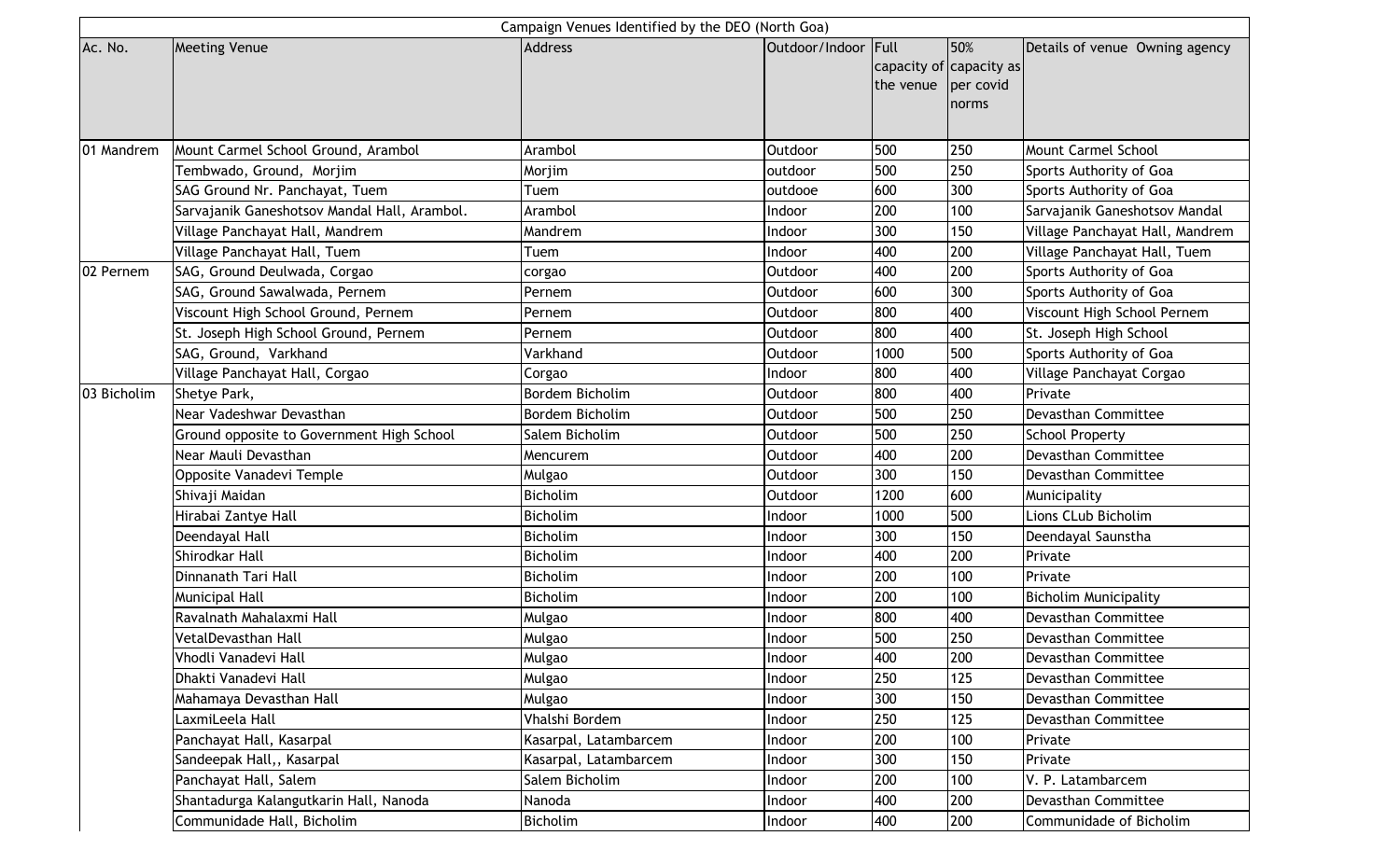| Campaign Venues Identified by the DEO (North Goa) | | | | | | |
|---|---|---|---|---|---|---|
| Ac. No. | Meeting Venue | Address | Outdoor/Indoor | Full capacity of the venue | 50% capacity as per covid norms | Details of venue Owning agency |
| 01 Mandrem | Mount Carmel School Ground, Arambol | Arambol | Outdoor | 500 | 250 | Mount Carmel School |
| | Tembwado, Ground, Morjim | Morjim | outdoor | 500 | 250 | Sports Authority of Goa |
| | SAG Ground Nr. Panchayat, Tuem | Tuem | outdooe | 600 | 300 | Sports Authority of Goa |
| | Sarvajanik Ganeshotsov Mandal Hall, Arambol. | Arambol | Indoor | 200 | 100 | Sarvajanik Ganeshotsov Mandal |
| | Village Panchayat Hall, Mandrem | Mandrem | Indoor | 300 | 150 | Village Panchayat Hall, Mandrem |
| | Village Panchayat Hall, Tuem | Tuem | Indoor | 400 | 200 | Village Panchayat Hall, Tuem |
| 02 Pernem | SAG, Ground Deulwada, Corgao | corgao | Outdoor | 400 | 200 | Sports Authority of Goa |
| | SAG, Ground Sawalwada, Pernem | Pernem | Outdoor | 600 | 300 | Sports Authority of Goa |
| | Viscount High School Ground, Pernem | Pernem | Outdoor | 800 | 400 | Viscount High School Pernem |
| | St. Joseph High School Ground, Pernem | Pernem | Outdoor | 800 | 400 | St. Joseph High School |
| | SAG, Ground, Varkhand | Varkhand | Outdoor | 1000 | 500 | Sports Authority of Goa |
| | Village Panchayat Hall, Corgao | Corgao | Indoor | 800 | 400 | Village Panchayat Corgao |
| 03 Bicholim | Shetye Park, | Bordem Bicholim | Outdoor | 800 | 400 | Private |
| | Near Vadeshwar Devasthan | Bordem Bicholim | Outdoor | 500 | 250 | Devasthan Committee |
| | Ground opposite to Government High School | Salem Bicholim | Outdoor | 500 | 250 | School Property |
| | Near Mauli Devasthan | Mencurem | Outdoor | 400 | 200 | Devasthan Committee |
| | Opposite Vanadevi Temple | Mulgao | Outdoor | 300 | 150 | Devasthan Committee |
| | Shivaji Maidan | Bicholim | Outdoor | 1200 | 600 | Municipality |
| | Hirabai Zantye Hall | Bicholim | Indoor | 1000 | 500 | Lions CLub Bicholim |
| | Deendayal Hall | Bicholim | Indoor | 300 | 150 | Deendayal Saunstha |
| | Shirodkar Hall | Bicholim | Indoor | 400 | 200 | Private |
| | Dinnanath Tari Hall | Bicholim | Indoor | 200 | 100 | Private |
| | Municipal Hall | Bicholim | Indoor | 200 | 100 | Bicholim Municipality |
| | Ravalnath Mahalaxmi Hall | Mulgao | Indoor | 800 | 400 | Devasthan Committee |
| | VetalDevasthan Hall | Mulgao | Indoor | 500 | 250 | Devasthan Committee |
| | Vhodli Vanadevi Hall | Mulgao | Indoor | 400 | 200 | Devasthan Committee |
| | Dhakti Vanadevi Hall | Mulgao | Indoor | 250 | 125 | Devasthan Committee |
| | Mahamaya Devasthan Hall | Mulgao | Indoor | 300 | 150 | Devasthan Committee |
| | LaxmiLeela Hall | Vhalshi Bordem | Indoor | 250 | 125 | Devasthan Committee |
| | Panchayat Hall, Kasarpal | Kasarpal, Latambarcem | Indoor | 200 | 100 | Private |
| | Sandeepak Hall,, Kasarpal | Kasarpal, Latambarcem | Indoor | 300 | 150 | Private |
| | Panchayat Hall, Salem | Salem Bicholim | Indoor | 200 | 100 | V. P. Latambarcem |
| | Shantadurga Kalangutkarin Hall, Nanoda | Nanoda | Indoor | 400 | 200 | Devasthan Committee |
| | Communidade Hall, Bicholim | Bicholim | Indoor | 400 | 200 | Communidade of Bicholim |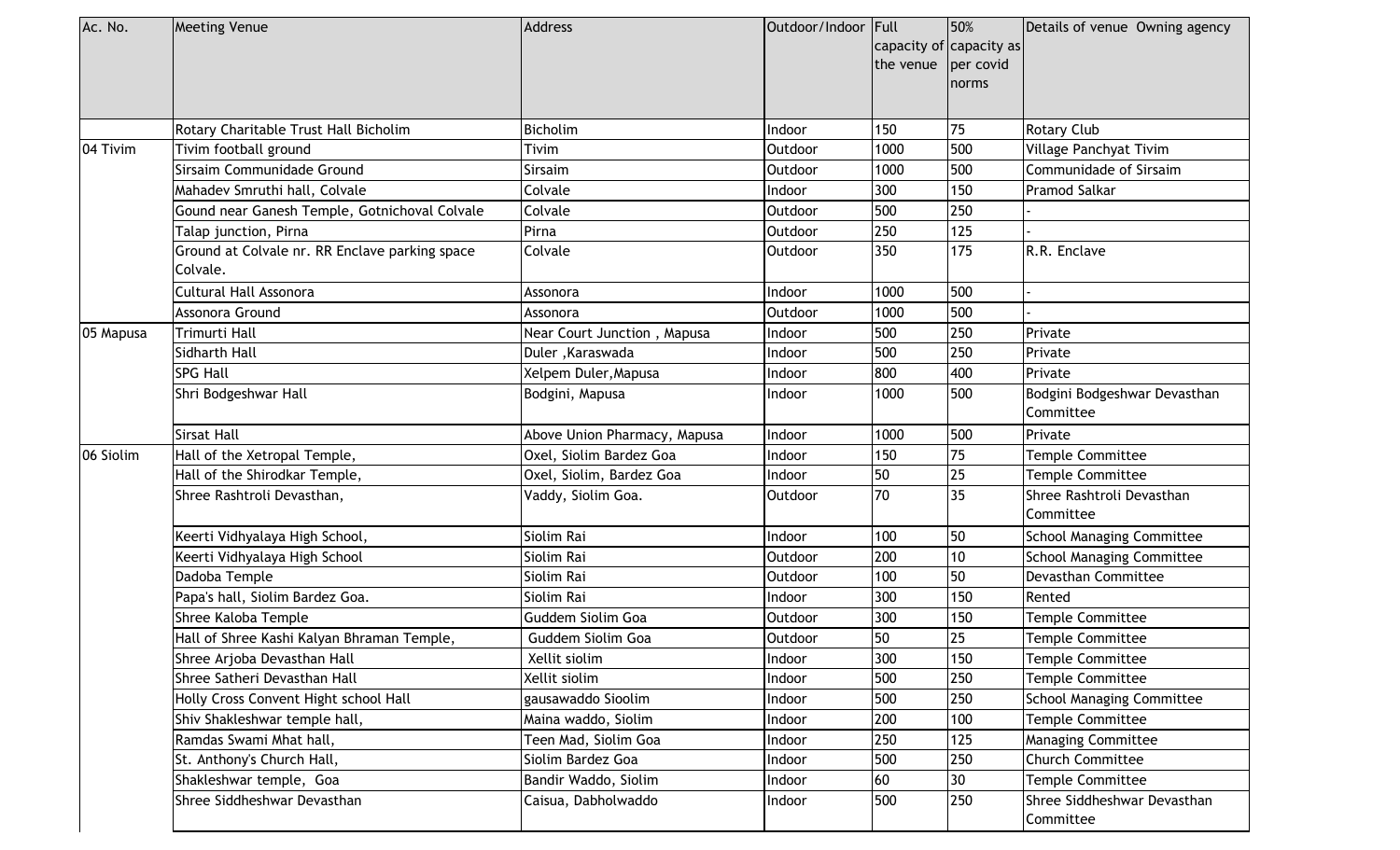| Ac. No. | Meeting Venue | Address | Outdoor/Indoor | Full capacity of the venue | 50% capacity as per covid norms | Details of venue Owning agency |
|---|---|---|---|---|---|---|
| | Rotary Charitable Trust Hall Bicholim | Bicholim | Indoor | 150 | 75 | Rotary Club |
| 04 Tivim | Tivim football ground | Tivim | Outdoor | 1000 | 500 | Village Panchyat Tivim |
| | Sirsaim Communidade Ground | Sirsaim | Outdoor | 1000 | 500 | Communidade of Sirsaim |
| | Mahadev Smruthi hall, Colvale | Colvale | Indoor | 300 | 150 | Pramod Salkar |
| | Gound near Ganesh Temple, Gotnichoval Colvale | Colvale | Outdoor | 500 | 250 | - |
| | Talap junction, Pirna | Pirna | Outdoor | 250 | 125 | - |
| | Ground at Colvale nr. RR Enclave parking space Colvale. | Colvale | Outdoor | 350 | 175 | R.R. Enclave |
| | Cultural Hall Assonora | Assonora | Indoor | 1000 | 500 | - |
| | Assonora Ground | Assonora | Outdoor | 1000 | 500 | - |
| 05 Mapusa | Trimurti Hall | Near Court Junction , Mapusa | Indoor | 500 | 250 | Private |
| | Sidharth Hall | Duler ,Karaswada | Indoor | 500 | 250 | Private |
| | SPG Hall | Xelpem Duler,Mapusa | Indoor | 800 | 400 | Private |
| | Shri Bodgeshwar Hall | Bodgini, Mapusa | Indoor | 1000 | 500 | Bodgini Bodgeshwar Devasthan Committee |
| | Sirsat Hall | Above Union Pharmacy, Mapusa | Indoor | 1000 | 500 | Private |
| 06 Siolim | Hall of the Xetropal Temple, | Oxel, Siolim Bardez Goa | Indoor | 150 | 75 | Temple Committee |
| | Hall of the Shirodkar Temple, | Oxel, Siolim, Bardez Goa | Indoor | 50 | 25 | Temple Committee |
| | Shree Rashtroli Devasthan, | Vaddy, Siolim Goa. | Outdoor | 70 | 35 | Shree Rashtroli Devasthan Committee |
| | Keerti Vidhyalaya High School, | Siolim Rai | Indoor | 100 | 50 | School Managing Committee |
| | Keerti Vidhyalaya High School | Siolim Rai | Outdoor | 200 | 10 | School Managing Committee |
| | Dadoba Temple | Siolim Rai | Outdoor | 100 | 50 | Devasthan Committee |
| | Papa's hall, Siolim Bardez Goa. | Siolim Rai | Indoor | 300 | 150 | Rented |
| | Shree Kaloba Temple | Guddem Siolim Goa | Outdoor | 300 | 150 | Temple Committee |
| | Hall of Shree Kashi Kalyan Bhraman Temple, | Guddem Siolim Goa | Outdoor | 50 | 25 | Temple Committee |
| | Shree Arjoba Devasthan Hall | Xellit siolim | Indoor | 300 | 150 | Temple Committee |
| | Shree Satheri Devasthan Hall | Xellit siolim | Indoor | 500 | 250 | Temple Committee |
| | Holly Cross Convent Hight school Hall | gausawaddo Sioolim | Indoor | 500 | 250 | School Managing Committee |
| | Shiv Shakleshwar temple hall, | Maina waddo, Siolim | Indoor | 200 | 100 | Temple Committee |
| | Ramdas Swami Mhat hall, | Teen Mad, Siolim Goa | Indoor | 250 | 125 | Managing Committee |
| | St. Anthony's Church Hall, | Siolim Bardez Goa | Indoor | 500 | 250 | Church Committee |
| | Shakleshwar temple, Goa | Bandir Waddo, Siolim | Indoor | 60 | 30 | Temple Committee |
| | Shree Siddheshwar Devasthan | Caisua, Dabholwaddo | Indoor | 500 | 250 | Shree Siddheshwar Devasthan Committee |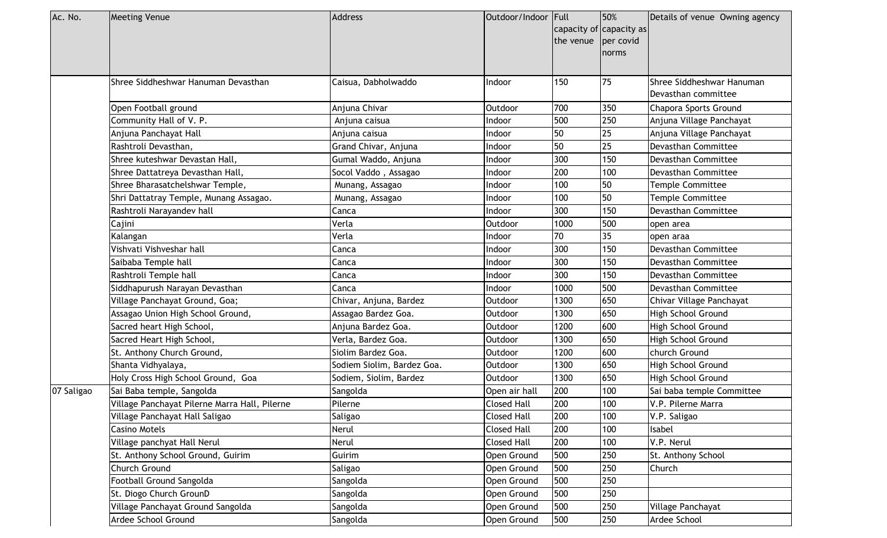| Ac. No. | Meeting Venue | Address | Outdoor/Indoor | Full capacity of the venue | 50% capacity as per covid norms | Details of venue Owning agency |
|---|---|---|---|---|---|---|
| | Shree Siddheshwar Hanuman Devasthan | Caisua, Dabholwaddo | Indoor | 150 | 75 | Shree Siddheshwar Hanuman Devasthan committee |
| | Open Football ground | Anjuna Chivar | Outdoor | 700 | 350 | Chapora Sports Ground |
| | Community Hall of V. P. | Anjuna caisua | Indoor | 500 | 250 | Anjuna Village Panchayat |
| | Anjuna Panchayat Hall | Anjuna caisua | Indoor | 50 | 25 | Anjuna Village Panchayat |
| | Rashtroli Devasthan, | Grand Chivar, Anjuna | Indoor | 50 | 25 | Devasthan Committee |
| | Shree kuteshwar Devastan Hall, | Gumal Waddo, Anjuna | Indoor | 300 | 150 | Devasthan Committee |
| | Shree Dattatreya Devasthan Hall, | Socol Vaddo , Assagao | Indoor | 200 | 100 | Devasthan Committee |
| | Shree Bharasatchelshwar Temple, | Munang, Assagao | Indoor | 100 | 50 | Temple Committee |
| | Shri Dattatray Temple, Munang Assagao. | Munang, Assagao | Indoor | 100 | 50 | Temple Committee |
| | Rashtroli Narayandev hall | Canca | Indoor | 300 | 150 | Devasthan Committee |
| | Cajini | Verla | Outdoor | 1000 | 500 | open area |
| | Kalangan | Verla | Indoor | 70 | 35 | open araa |
| | Vishvati Vishveshar hall | Canca | Indoor | 300 | 150 | Devasthan Committee |
| | Saibaba Temple hall | Canca | Indoor | 300 | 150 | Devasthan Committee |
| | Rashtroli Temple hall | Canca | Indoor | 300 | 150 | Devasthan Committee |
| | Siddhapurush Narayan Devasthan | Canca | Indoor | 1000 | 500 | Devasthan Committee |
| | Village Panchayat Ground, Goa; | Chivar, Anjuna, Bardez | Outdoor | 1300 | 650 | Chivar Village Panchayat |
| | Assagao Union High School Ground, | Assagao Bardez Goa. | Outdoor | 1300 | 650 | High School Ground |
| | Sacred heart High School, | Anjuna Bardez Goa. | Outdoor | 1200 | 600 | High School Ground |
| | Sacred Heart High School, | Verla, Bardez Goa. | Outdoor | 1300 | 650 | High School Ground |
| | St. Anthony Church Ground, | Siolim Bardez Goa. | Outdoor | 1200 | 600 | church Ground |
| | Shanta Vidhyalaya, | Sodiem Siolim, Bardez Goa. | Outdoor | 1300 | 650 | High School Ground |
| | Holy Cross High School Ground, Goa | Sodiem, Siolim, Bardez | Outdoor | 1300 | 650 | High School Ground |
| 07 Saligao | Sai Baba temple, Sangolda | Sangolda | Open air hall | 200 | 100 | Sai baba temple Committee |
| | Village Panchayat Pilerne Marra Hall, Pilerne | Pilerne | Closed Hall | 200 | 100 | V.P. Pilerne Marra |
| | Village Panchayat Hall Saligao | Saligao | Closed Hall | 200 | 100 | V.P. Saligao |
| | Casino Motels | Nerul | Closed Hall | 200 | 100 | Isabel |
| | Village panchyat Hall Nerul | Nerul | Closed Hall | 200 | 100 | V.P. Nerul |
| | St. Anthony School Ground, Guirim | Guirim | Open Ground | 500 | 250 | St. Anthony School |
| | Church Ground | Saligao | Open Ground | 500 | 250 | Church |
| | Football Ground Sangolda | Sangolda | Open Ground | 500 | 250 | |
| | St. Diogo Church GrounD | Sangolda | Open Ground | 500 | 250 | |
| | Village Panchayat Ground Sangolda | Sangolda | Open Ground | 500 | 250 | Village Panchayat |
| | Ardee School Ground | Sangolda | Open Ground | 500 | 250 | Ardee School |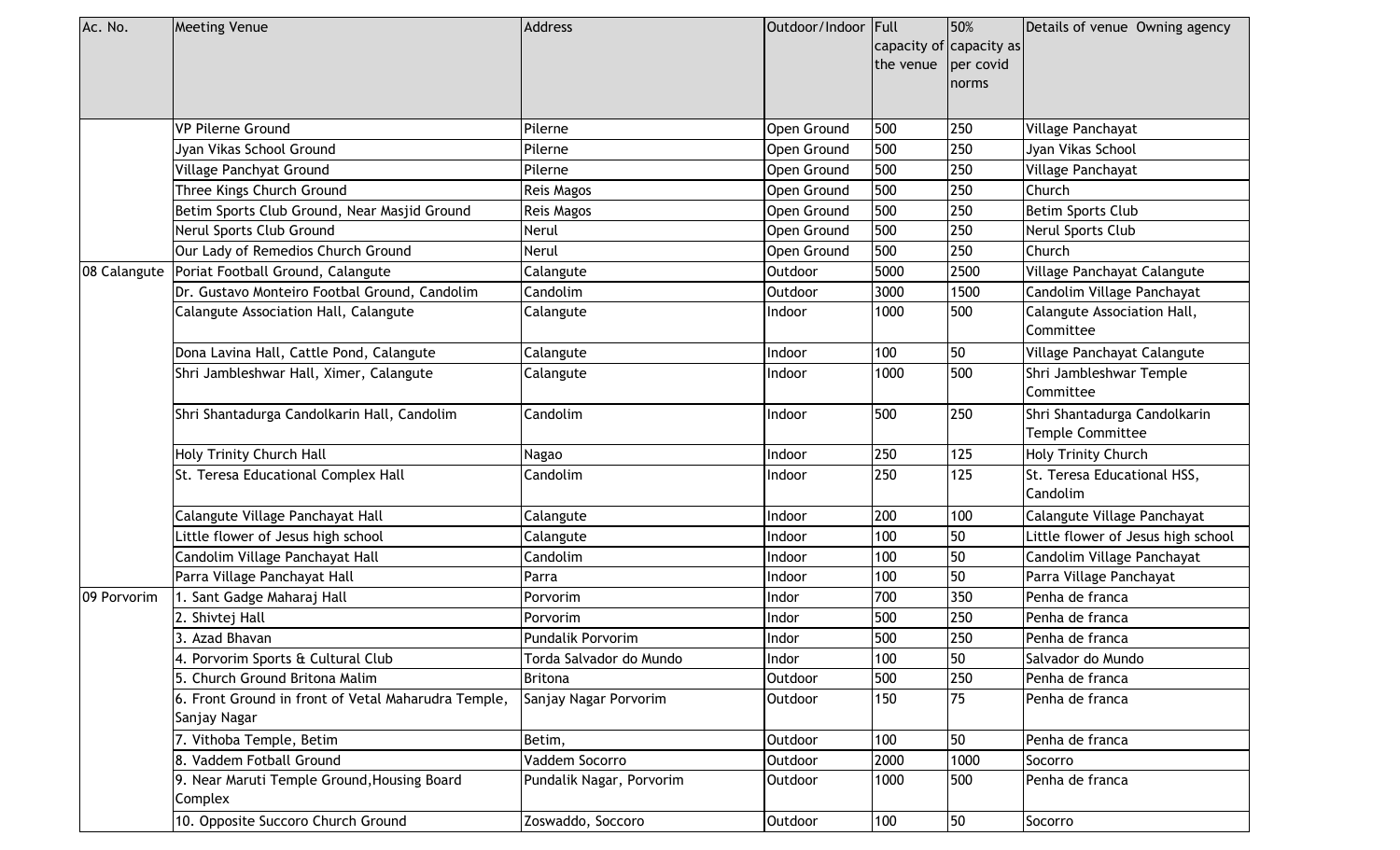| Ac. No. | Meeting Venue | Address | Outdoor/Indoor | Full capacity of the venue | 50% capacity as per covid norms | Details of venue Owning agency |
|---|---|---|---|---|---|---|
| | VP Pilerne Ground | Pilerne | Open Ground | 500 | 250 | Village Panchayat |
| | Jyan Vikas School Ground | Pilerne | Open Ground | 500 | 250 | Jyan Vikas School |
| | Village Panchyat Ground | Pilerne | Open Ground | 500 | 250 | Village Panchayat |
| | Three Kings Church Ground | Reis Magos | Open Ground | 500 | 250 | Church |
| | Betim Sports Club Ground, Near Masjid Ground | Reis Magos | Open Ground | 500 | 250 | Betim Sports Club |
| | Nerul Sports Club Ground | Nerul | Open Ground | 500 | 250 | Nerul Sports Club |
| | Our Lady of Remedios Church Ground | Nerul | Open Ground | 500 | 250 | Church |
| 08 Calangute | Poriat Football Ground, Calangute | Calangute | Outdoor | 5000 | 2500 | Village Panchayat Calangute |
| | Dr. Gustavo Monteiro Footbal Ground, Candolim | Candolim | Outdoor | 3000 | 1500 | Candolim Village Panchayat |
| | Calangute Association Hall, Calangute | Calangute | Indoor | 1000 | 500 | Calangute Association Hall, Committee |
| | Dona Lavina Hall, Cattle Pond, Calangute | Calangute | Indoor | 100 | 50 | Village Panchayat Calangute |
| | Shri Jambleshwar Hall, Ximer, Calangute | Calangute | Indoor | 1000 | 500 | Shri Jambleshwar Temple Committee |
| | Shri Shantadurga Candolkarin Hall, Candolim | Candolim | Indoor | 500 | 250 | Shri Shantadurga Candolkarin Temple Committee |
| | Holy Trinity Church Hall | Nagao | Indoor | 250 | 125 | Holy Trinity Church |
| | St. Teresa Educational Complex Hall | Candolim | Indoor | 250 | 125 | St. Teresa Educational HSS, Candolim |
| | Calangute Village Panchayat Hall | Calangute | Indoor | 200 | 100 | Calangute Village Panchayat |
| | Little flower of Jesus high school | Calangute | Indoor | 100 | 50 | Little flower of Jesus high school |
| | Candolim Village Panchayat Hall | Candolim | Indoor | 100 | 50 | Candolim Village Panchayat |
| | Parra Village Panchayat Hall | Parra | Indoor | 100 | 50 | Parra Village Panchayat |
| 09 Porvorim | 1. Sant Gadge Maharaj Hall | Porvorim | Indor | 700 | 350 | Penha de franca |
| | 2. Shivtej Hall | Porvorim | Indor | 500 | 250 | Penha de franca |
| | 3. Azad Bhavan | Pundalik Porvorim | Indor | 500 | 250 | Penha de franca |
| | 4. Porvorim Sports & Cultural Club | Torda Salvador do Mundo | Indor | 100 | 50 | Salvador do Mundo |
| | 5. Church Ground Britona Malim | Britona | Outdoor | 500 | 250 | Penha de franca |
| | 6. Front Ground in front of Vetal Maharudra Temple, Sanjay Nagar | Sanjay Nagar Porvorim | Outdoor | 150 | 75 | Penha de franca |
| | 7. Vithoba Temple, Betim | Betim, | Outdoor | 100 | 50 | Penha de franca |
| | 8. Vaddem Fotball Ground | Vaddem Socorro | Outdoor | 2000 | 1000 | Socorro |
| | 9. Near Maruti Temple Ground, Housing Board Complex | Pundalik Nagar, Porvorim | Outdoor | 1000 | 500 | Penha de franca |
| | 10. Opposite Succoro Church Ground | Zoswaddo, Soccoro | Outdoor | 100 | 50 | Socorro |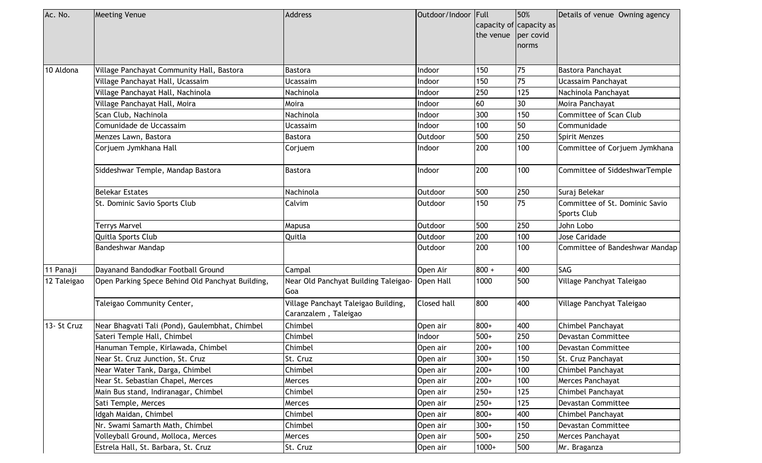| Ac. No. | Meeting Venue | Address | Outdoor/Indoor | Full capacity of the venue | 50% capacity as per covid norms | Details of venue Owning agency |
|---|---|---|---|---|---|---|
| 10 Aldona | Village Panchayat Community Hall, Bastora | Bastora | Indoor | 150 | 75 | Bastora Panchayat |
| | Village Panchayat Hall, Ucassaim | Ucassaim | Indoor | 150 | 75 | Ucassaim Panchayat |
| | Village Panchayat Hall, Nachinola | Nachinola | Indoor | 250 | 125 | Nachinola Panchayat |
| | Village Panchayat Hall, Moira | Moira | Indoor | 60 | 30 | Moira Panchayat |
| | Scan Club, Nachinola | Nachinola | Indoor | 300 | 150 | Committee of Scan Club |
| | Comunidade de Uccassaim | Ucassaim | Indoor | 100 | 50 | Communidade |
| | Menzes Lawn, Bastora | Bastora | Outdoor | 500 | 250 | Spirit Menzes |
| | Corjuem Jymkhana Hall | Corjuem | Indoor | 200 | 100 | Committee of Corjuem Jymkhana |
| | Siddeshwar Temple, Mandap Bastora | Bastora | Indoor | 200 | 100 | Committee of SiddeshwarTemple |
| | Belekar Estates | Nachinola | Outdoor | 500 | 250 | Suraj Belekar |
| | St. Dominic Savio Sports Club | Calvim | Outdoor | 150 | 75 | Committee of St. Dominic Savio Sports Club |
| | Terrys Marvel | Mapusa | Outdoor | 500 | 250 | John Lobo |
| | Quitla Sports Club | Quitla | Outdoor | 200 | 100 | Jose Caridade |
| | Bandeshwar Mandap | | Outdoor | 200 | 100 | Committee of Bandeshwar Mandap |
| 11 Panaji | Dayanand Bandodkar Football Ground | Campal | Open Air | 800 + | 400 | SAG |
| 12 Taleigao | Open Parking Spece Behind Old Panchyat Building, | Near Old Panchyat Building Taleigao-Goa | Open Hall | 1000 | 500 | Village Panchyat Taleigao |
| | Taleigao Community Center, | Village Panchayt Taleigao Building, Caranzalem , Taleigao | Closed hall | 800 | 400 | Village Panchyat Taleigao |
| 13- St Cruz | Near Bhagvati Tali (Pond), Gaulembhat, Chimbel | Chimbel | Open air | 800+ | 400 | Chimbel Panchayat |
| | Sateri Temple Hall, Chimbel | Chimbel | Indoor | 500+ | 250 | Devastan Committee |
| | Hanuman Temple, Kirlawada, Chimbel | Chimbel | Open air | 200+ | 100 | Devastan Committee |
| | Near St. Cruz Junction, St. Cruz | St. Cruz | Open air | 300+ | 150 | St. Cruz Panchayat |
| | Near Water Tank, Darga, Chimbel | Chimbel | Open air | 200+ | 100 | Chimbel Panchayat |
| | Near St. Sebastian Chapel, Merces | Merces | Open air | 200+ | 100 | Merces Panchayat |
| | Main Bus stand, Indiranagar, Chimbel | Chimbel | Open air | 250+ | 125 | Chimbel Panchayat |
| | Sati Temple, Merces | Merces | Open air | 250+ | 125 | Devastan Committee |
| | Idgah Maidan, Chimbel | Chimbel | Open air | 800+ | 400 | Chimbel Panchayat |
| | Nr. Swami Samarth Math, Chimbel | Chimbel | Open air | 300+ | 150 | Devastan Committee |
| | Volleyball Ground, Molloca, Merces | Merces | Open air | 500+ | 250 | Merces Panchayat |
| | Estrela Hall, St. Barbara, St. Cruz | St. Cruz | Open air | 1000+ | 500 | Mr. Braganza |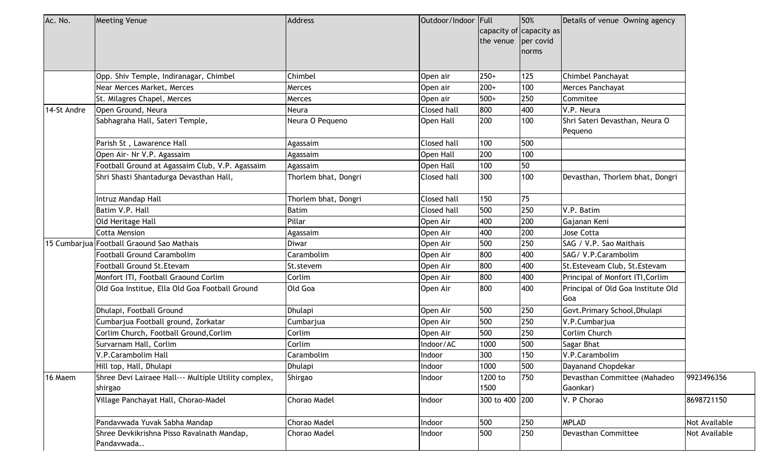| Ac. No. | Meeting Venue | Address | Outdoor/Indoor | Full capacity of the venue | 50% capacity as per covid norms | Details of venue Owning agency | |
|---|---|---|---|---|---|---|---|
| | Opp. Shiv Temple, Indiranagar, Chimbel | Chimbel | Open air | 250+ | 125 | Chimbel Panchayat | |
| | Near Merces Market, Merces | Merces | Open air | 200+ | 100 | Merces Panchayat | |
| | St. Milagres Chapel, Merces | Merces | Open air | 500+ | 250 | Commitee | |
| 14-St Andre | Open Ground, Neura | Neura | Closed hall | 800 | 400 | V.P. Neura | |
| | Sabhagraha Hall, Sateri Temple, | Neura O Pequeno | Open Hall | 200 | 100 | Shri Sateri Devasthan, Neura O Pequeno | |
| | Parish St , Lawarence Hall | Agassaim | Closed hall | 100 | 500 | | |
| | Open Air- Nr V.P. Agassaim | Agassaim | Open Hall | 200 | 100 | | |
| | Football Ground at Agassaim Club, V.P. Agassaim | Agassaim | Open Hall | 100 | 50 | | |
| | Shri Shasti Shantadurga Devasthan Hall, | Thorlem bhat, Dongri | Closed hall | 300 | 100 | Devasthan, Thorlem bhat, Dongri | |
| | Intruz Mandap Hall | Thorlem bhat, Dongri | Closed hall | 150 | 75 | | |
| | Batim V.P. Hall | Batim | Closed hall | 500 | 250 | V.P. Batim | |
| | Old Heritage Hall | Pillar | Open Air | 400 | 200 | Gajanan Keni | |
| | Cotta Mension | Agassaim | Open Air | 400 | 200 | Jose Cotta | |
| 15 Cumbarjua | Football Graound Sao Mathais | Diwar | Open Air | 500 | 250 | SAG / V.P. Sao Maithais | |
| | Football Ground Carambolim | Carambolim | Open Air | 800 | 400 | SAG/ V.P.Carambolim | |
| | Football Ground St.Etevam | St.stevem | Open Air | 800 | 400 | St.Esteveam Club, St.Estevam | |
| | Monfort ITI, Football Graound Corlim | Corlim | Open Air | 800 | 400 | Principal of Monfort ITI,Corlim | |
| | Old Goa Institue, Ella Old Goa Football Ground | Old Goa | Open Air | 800 | 400 | Principal of Old Goa Institute Old Goa | |
| | Dhulapi, Football Ground | Dhulapi | Open Air | 500 | 250 | Govt.Primary School,Dhulapi | |
| | Cumbarjua Football ground, Zorkatar | Cumbarjua | Open Air | 500 | 250 | V.P.Cumbarjua | |
| | Corlim Church, Football Ground,Corlim | Corlim | Open Air | 500 | 250 | Corlim Church | |
| | Survarnam Hall, Corlim | Corlim | Indoor/AC | 1000 | 500 | Sagar Bhat | |
| | V.P.Carambolim Hall | Carambolim | Indoor | 300 | 150 | V.P.Carambolim | |
| | Hill top, Hall, Dhulapi | Dhulapi | Indoor | 1000 | 500 | Dayanand Chopdekar | |
| 16 Maem | Shree Devi Lairaee Hall--- Multiple Utility complex, shirgao | Shirgao | Indoor | 1200 to 1500 | 750 | Devasthan Committee (Mahadeo Gaonkar) | 9923496356 |
| | Village Panchayat Hall, Chorao-Madel | Chorao Madel | Indoor | 300 to 400 | 200 | V. P Chorao | 8698721150 |
| | Pandavwada Yuvak Sabha Mandap | Chorao Madel | Indoor | 500 | 250 | MPLAD | Not Available |
| | Shree Devkikrishna Pisso Ravalnath Mandap, Pandavwada.. | Chorao Madel | Indoor | 500 | 250 | Devasthan Committee | Not Available |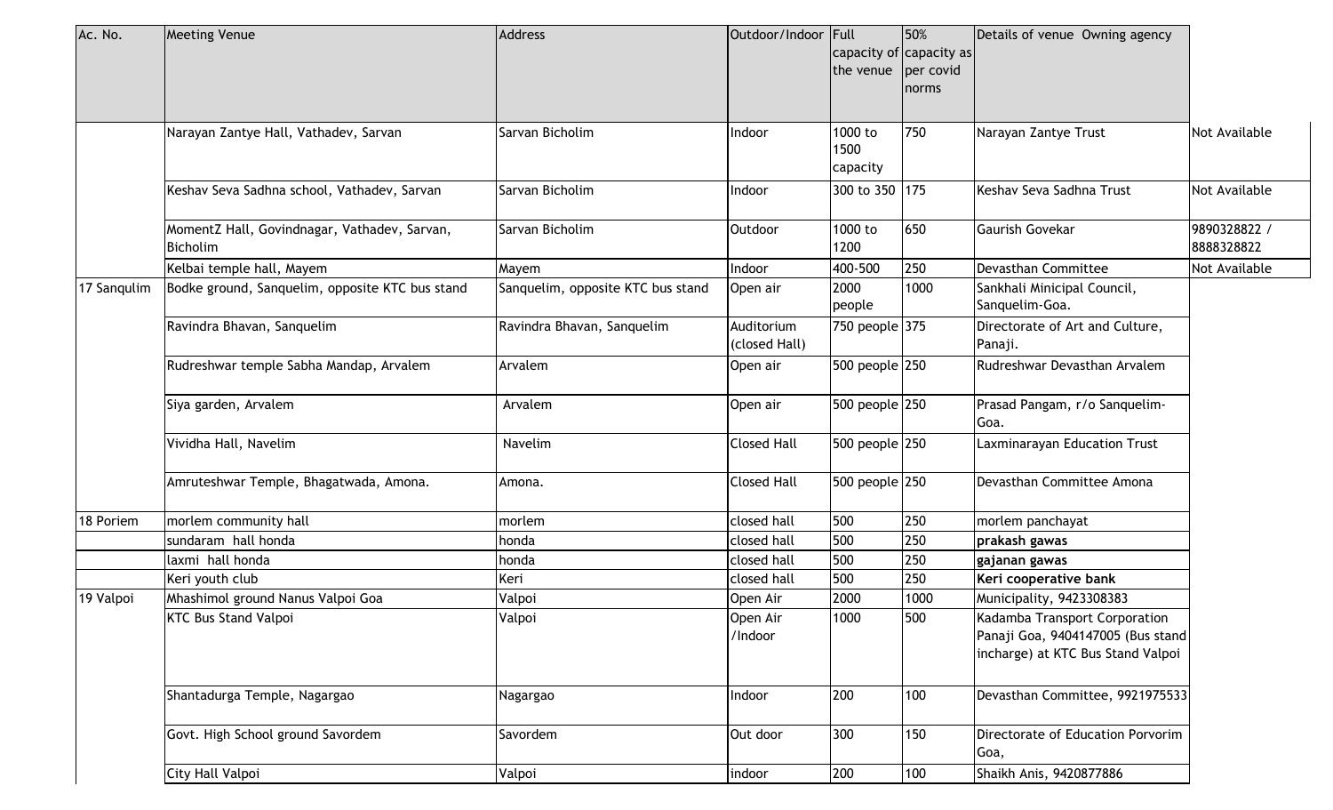| Ac. No. | Meeting Venue | Address | Outdoor/Indoor | Full capacity of the venue | 50% capacity as per covid norms | Details of venue Owning agency | |
|---|---|---|---|---|---|---|---|
| | Narayan Zantye Hall, Vathadev, Sarvan | Sarvan Bicholim | Indoor | 1000 to 1500 capacity | 750 | Narayan Zantye Trust | Not Available |
| | Keshav Seva Sadhna school, Vathadev, Sarvan | Sarvan Bicholim | Indoor | 300 to 350 | 175 | Keshav Seva Sadhna Trust | Not Available |
| | MomentZ Hall, Govindnagar, Vathadev, Sarvan, Bicholim | Sarvan Bicholim | Outdoor | 1000 to 1200 | 650 | Gaurish Govekar | 9890328822 / 8888328822 |
| | Kelbai temple hall, Mayem | Mayem | Indoor | 400-500 | 250 | Devasthan Committee | Not Available |
| 17 Sanqulim | Bodke ground, Sanquelim, opposite KTC bus stand | Sanquelim, opposite KTC bus stand | Open air | 2000 people | 1000 | Sankhali Minicipal Council, Sanquelim-Goa. | |
| | Ravindra Bhavan, Sanquelim | Ravindra Bhavan, Sanquelim | Auditorium (closed Hall) | 750 people | 375 | Directorate of Art and Culture, Panaji. | |
| | Rudreshwar temple Sabha Mandap, Arvalem | Arvalem | Open air | 500 people | 250 | Rudreshwar Devasthan Arvalem | |
| | Siya garden, Arvalem | Arvalem | Open air | 500 people | 250 | Prasad Pangam, r/o Sanquelim-Goa. | |
| | Vividha Hall, Navelim | Navelim | Closed Hall | 500 people | 250 | Laxminarayan Education Trust | |
| | Amruteshwar Temple, Bhagatwada, Amona. | Amona. | Closed Hall | 500 people | 250 | Devasthan Committee Amona | |
| 18 Poriem | morlem community hall | morlem | closed hall | 500 | 250 | morlem panchayat | |
| | sundaram hall honda | honda | closed hall | 500 | 250 | **prakash gawas** | |
| | laxmi hall honda | honda | closed hall | 500 | 250 | **gajanan gawas** | |
| | Keri youth club | Keri | closed hall | 500 | 250 | **Keri cooperative bank** | |
| 19 Valpoi | Mhashimol ground Nanus Valpoi Goa | Valpoi | Open Air | 2000 | 1000 | Municipality, 9423308383 | |
| | KTC Bus Stand Valpoi | Valpoi | Open Air /Indoor | 1000 | 500 | Kadamba Transport Corporation Panaji Goa, 9404147005 (Bus stand incharge) at KTC Bus Stand Valpoi | |
| | Shantadurga Temple, Nagargao | Nagargao | Indoor | 200 | 100 | Devasthan Committee, 9921975533 | |
| | Govt. High School ground Savordem | Savordem | Out door | 300 | 150 | Directorate of Education Porvorim Goa, | |
| | City Hall Valpoi | Valpoi | indoor | 200 | 100 | Shaikh Anis, 9420877886 | |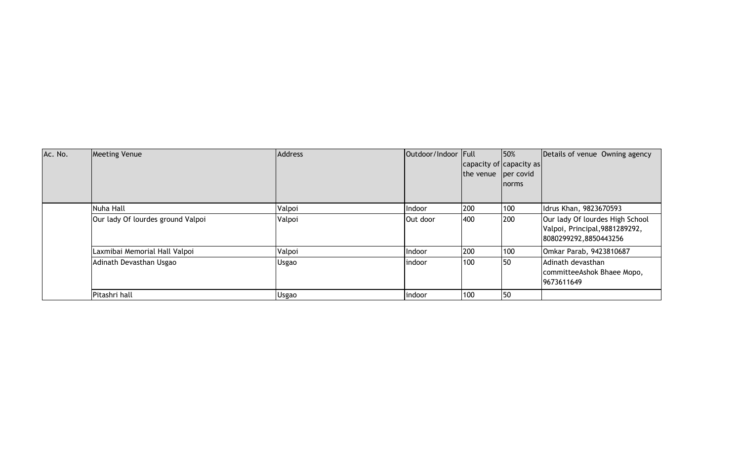| Ac. No. | Meeting Venue | Address | Outdoor/Indoor | Full capacity of the venue | 50% capacity as per covid norms | Details of venue Owning agency |
|---|---|---|---|---|---|---|
| | Nuha Hall | Valpoi | Indoor | 200 | 100 | Idrus Khan, 9823670593 |
| | Our lady Of lourdes ground Valpoi | Valpoi | Out door | 400 | 200 | Our lady Of lourdes High School Valpoi, Principal,9881289292, 8080299292,8850443256 |
| | Laxmibai Memorial Hall Valpoi | Valpoi | Indoor | 200 | 100 | Omkar Parab, 9423810687 |
| | Adinath Devasthan Usgao | Usgao | indoor | 100 | 50 | Adinath devasthan committeeAshok Bhaee Mopo, 9673611649 |
| | Pitashri hall | Usgao | indoor | 100 | 50 | |